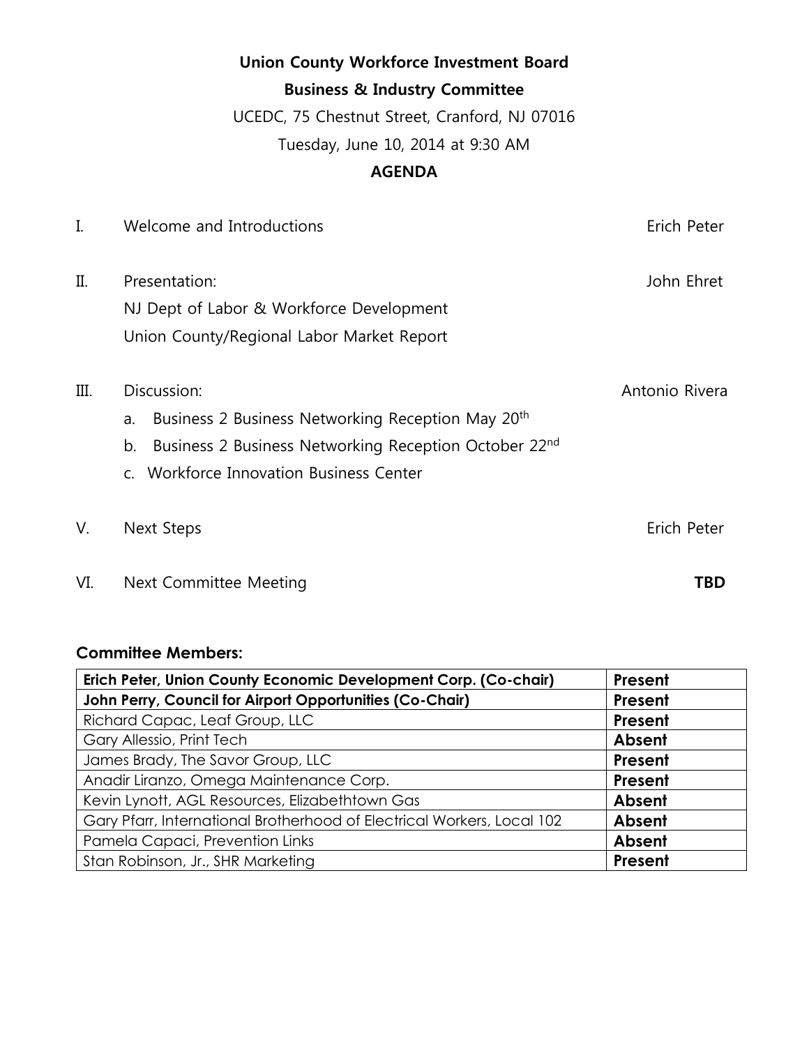**Union County Workforce Investment Board**

**Business & Industry Committee**

UCEDC, 75 Chestnut Street, Cranford, NJ 07016

Tuesday, June 10, 2014 at 9:30 AM

**AGENDA**

I. Welcome and Introductions — Erich Peter

II. Presentation: — John Ehret
NJ Dept of Labor & Workforce Development
Union County/Regional Labor Market Report

III. Discussion: — Antonio Rivera

a. Business 2 Business Networking Reception May 20th
b. Business 2 Business Networking Reception October 22nd
c. Workforce Innovation Business Center

V. Next Steps — Erich Peter

VI. Next Committee Meeting — **TBD**

**Committee Members:**

| | |
|---|---|
| **Erich Peter, Union County Economic Development Corp. (Co-chair)** | **Present** |
| **John Perry, Council for Airport Opportunities (Co-Chair)** | **Present** |
| Richard Capac, Leaf Group, LLC | **Present** |
| Gary Allessio, Print Tech | **Absent** |
| James Brady, The Savor Group, LLC | **Present** |
| Anadir Liranzo, Omega Maintenance Corp. | **Present** |
| Kevin Lynott, AGL Resources, Elizabethtown Gas | **Absent** |
| Gary Pfarr, International Brotherhood of Electrical Workers, Local 102 | **Absent** |
| Pamela Capaci, Prevention Links | **Absent** |
| Stan Robinson, Jr., SHR Marketing | **Present** |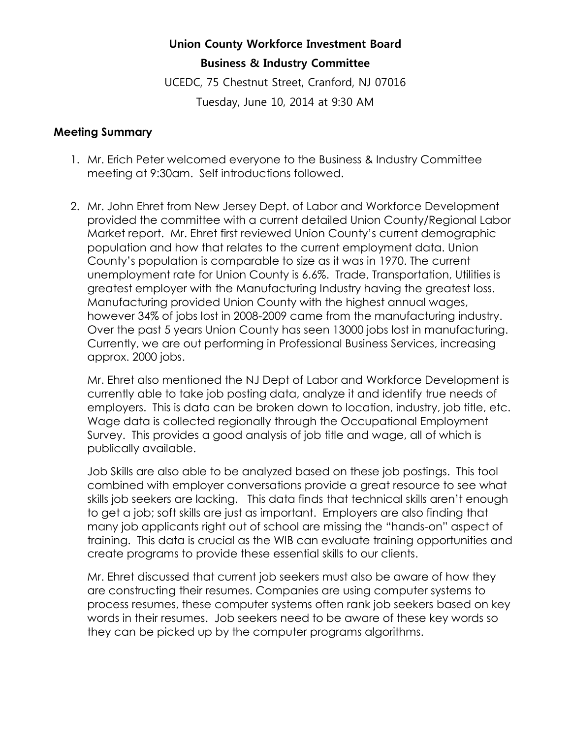**Union County Workforce Investment Board**

**Business & Industry Committee**

UCEDC, 75 Chestnut Street, Cranford, NJ 07016

Tuesday, June 10, 2014 at 9:30 AM

### Meeting Summary

1. Mr. Erich Peter welcomed everyone to the Business & Industry Committee meeting at 9:30am. Self introductions followed.

2. Mr. John Ehret from New Jersey Dept. of Labor and Workforce Development provided the committee with a current detailed Union County/Regional Labor Market report. Mr. Ehret first reviewed Union County's current demographic population and how that relates to the current employment data. Union County's population is comparable to size as it was in 1970. The current unemployment rate for Union County is 6.6%. Trade, Transportation, Utilities is greatest employer with the Manufacturing Industry having the greatest loss. Manufacturing provided Union County with the highest annual wages, however 34% of jobs lost in 2008-2009 came from the manufacturing industry. Over the past 5 years Union County has seen 13000 jobs lost in manufacturing. Currently, we are out performing in Professional Business Services, increasing approx. 2000 jobs.

   Mr. Ehret also mentioned the NJ Dept of Labor and Workforce Development is currently able to take job posting data, analyze it and identify true needs of employers. This is data can be broken down to location, industry, job title, etc. Wage data is collected regionally through the Occupational Employment Survey. This provides a good analysis of job title and wage, all of which is publically available.

   Job Skills are also able to be analyzed based on these job postings. This tool combined with employer conversations provide a great resource to see what skills job seekers are lacking. This data finds that technical skills aren't enough to get a job; soft skills are just as important. Employers are also finding that many job applicants right out of school are missing the "hands-on" aspect of training. This data is crucial as the WIB can evaluate training opportunities and create programs to provide these essential skills to our clients.

   Mr. Ehret discussed that current job seekers must also be aware of how they are constructing their resumes. Companies are using computer systems to process resumes, these computer systems often rank job seekers based on key words in their resumes. Job seekers need to be aware of these key words so they can be picked up by the computer programs algorithms.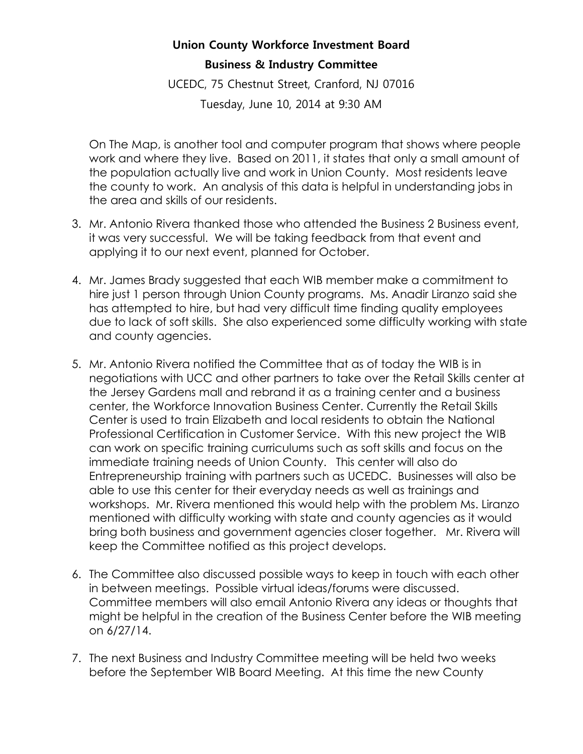**Union County Workforce Investment Board**

**Business & Industry Committee**

UCEDC, 75 Chestnut Street, Cranford, NJ 07016

Tuesday, June 10, 2014 at 9:30 AM

On The Map, is another tool and computer program that shows where people work and where they live. Based on 2011, it states that only a small amount of the population actually live and work in Union County. Most residents leave the county to work. An analysis of this data is helpful in understanding jobs in the area and skills of our residents.

3. Mr. Antonio Rivera thanked those who attended the Business 2 Business event, it was very successful. We will be taking feedback from that event and applying it to our next event, planned for October.

4. Mr. James Brady suggested that each WIB member make a commitment to hire just 1 person through Union County programs. Ms. Anadir Liranzo said she has attempted to hire, but had very difficult time finding quality employees due to lack of soft skills. She also experienced some difficulty working with state and county agencies.

5. Mr. Antonio Rivera notified the Committee that as of today the WIB is in negotiations with UCC and other partners to take over the Retail Skills center at the Jersey Gardens mall and rebrand it as a training center and a business center, the Workforce Innovation Business Center. Currently the Retail Skills Center is used to train Elizabeth and local residents to obtain the National Professional Certification in Customer Service. With this new project the WIB can work on specific training curriculums such as soft skills and focus on the immediate training needs of Union County. This center will also do Entrepreneurship training with partners such as UCEDC. Businesses will also be able to use this center for their everyday needs as well as trainings and workshops. Mr. Rivera mentioned this would help with the problem Ms. Liranzo mentioned with difficulty working with state and county agencies as it would bring both business and government agencies closer together. Mr. Rivera will keep the Committee notified as this project develops.

6. The Committee also discussed possible ways to keep in touch with each other in between meetings. Possible virtual ideas/forums were discussed. Committee members will also email Antonio Rivera any ideas or thoughts that might be helpful in the creation of the Business Center before the WIB meeting on 6/27/14.

7. The next Business and Industry Committee meeting will be held two weeks before the September WIB Board Meeting. At this time the new County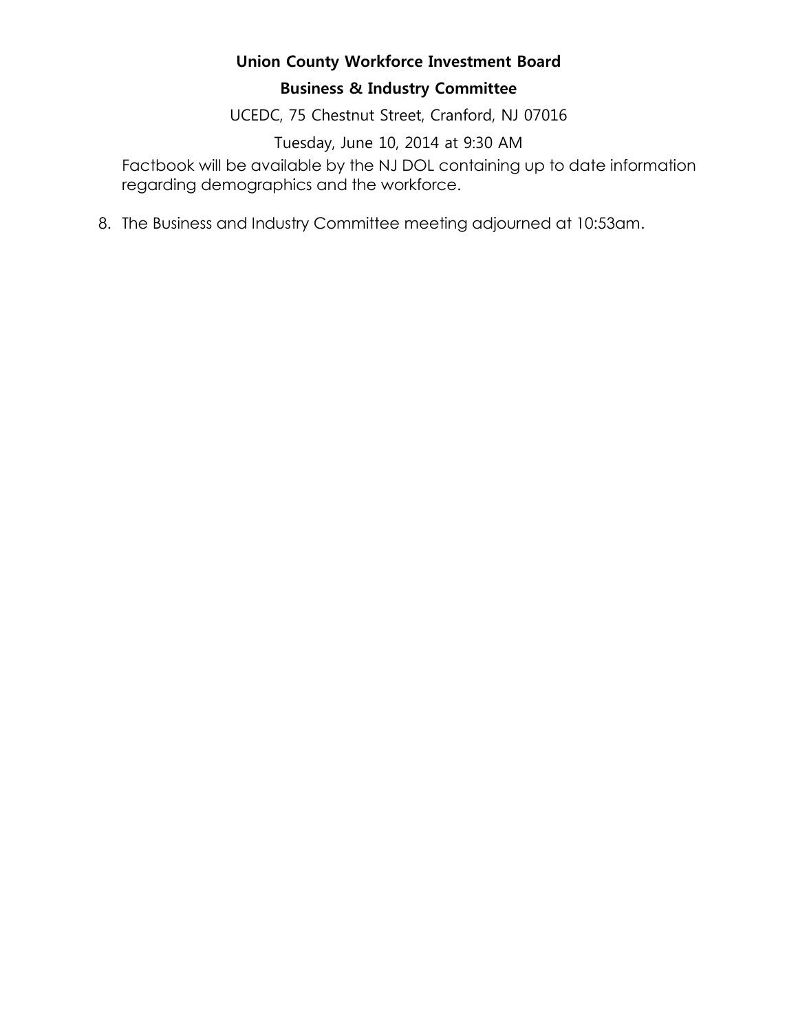Factbook will be available by the NJ DOL containing up to date information regarding demographics and the workforce.

8. The Business and Industry Committee meeting adjourned at 10:53am.